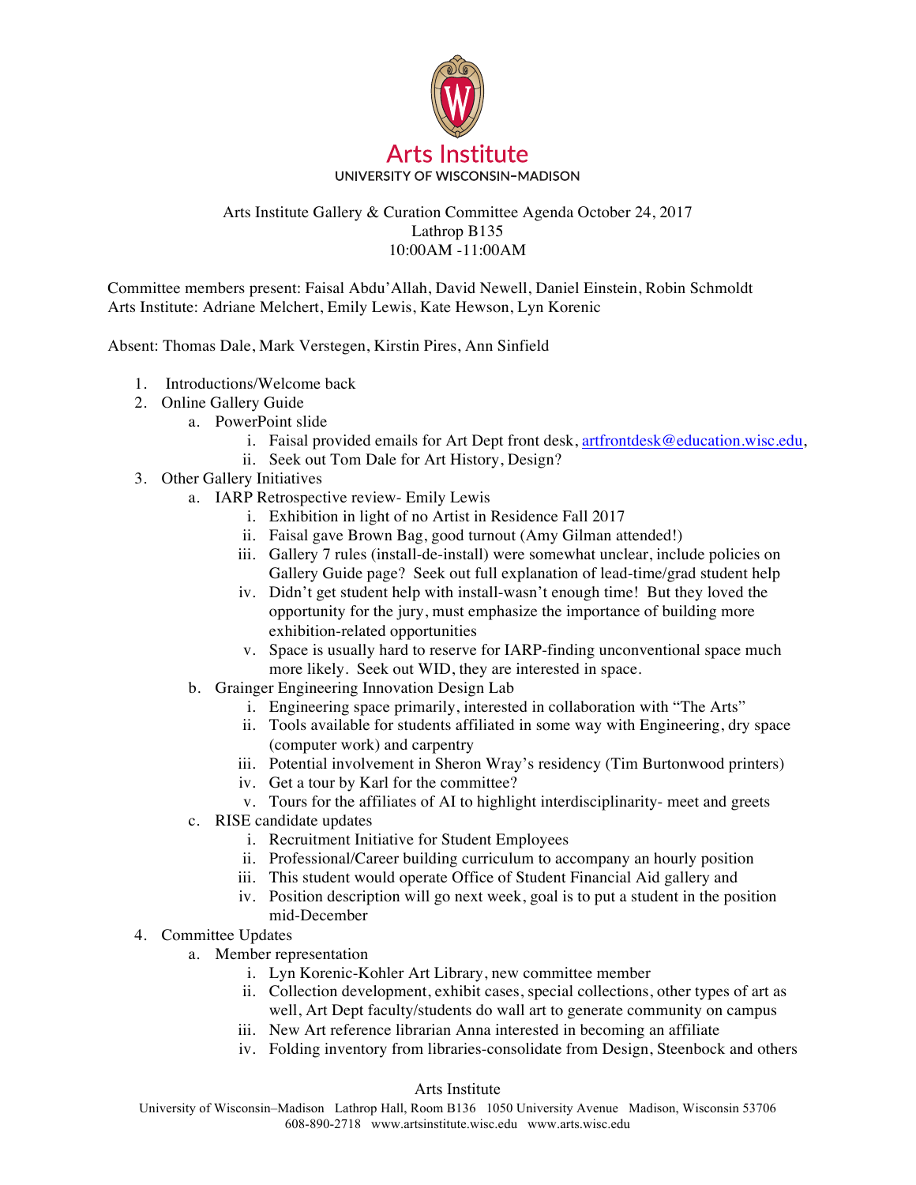Arts Institute
UNIVERSITY OF WISCONSIN–MADISON

Arts Institute Gallery & Curation Committee Agenda October 24, 2017
Lathrop B135
10:00AM -11:00AM

Committee members present: Faisal Abdu'Allah, David Newell, Daniel Einstein, Robin Schmoldt
Arts Institute: Adriane Melchert, Emily Lewis, Kate Hewson, Lyn Korenic

Absent: Thomas Dale, Mark Verstegen, Kirstin Pires, Ann Sinfield

1. Introductions/Welcome back
2. Online Gallery Guide
    a. PowerPoint slide
        i. Faisal provided emails for Art Dept front desk, artfrontdesk@education.wisc.edu,
        ii. Seek out Tom Dale for Art History, Design?
3. Other Gallery Initiatives
    a. IARP Retrospective review- Emily Lewis
        i. Exhibition in light of no Artist in Residence Fall 2017
        ii. Faisal gave Brown Bag, good turnout (Amy Gilman attended!)
        iii. Gallery 7 rules (install-de-install) were somewhat unclear, include policies on Gallery Guide page? Seek out full explanation of lead-time/grad student help
        iv. Didn't get student help with install-wasn't enough time! But they loved the opportunity for the jury, must emphasize the importance of building more exhibition-related opportunities
        v. Space is usually hard to reserve for IARP-finding unconventional space much more likely. Seek out WID, they are interested in space.
    b. Grainger Engineering Innovation Design Lab
        i. Engineering space primarily, interested in collaboration with "The Arts"
        ii. Tools available for students affiliated in some way with Engineering, dry space (computer work) and carpentry
        iii. Potential involvement in Sheron Wray's residency (Tim Burtonwood printers)
        iv. Get a tour by Karl for the committee?
        v. Tours for the affiliates of AI to highlight interdisciplinarity- meet and greets
    c. RISE candidate updates
        i. Recruitment Initiative for Student Employees
        ii. Professional/Career building curriculum to accompany an hourly position
        iii. This student would operate Office of Student Financial Aid gallery and
        iv. Position description will go next week, goal is to put a student in the position mid-December
4. Committee Updates
    a. Member representation
        i. Lyn Korenic-Kohler Art Library, new committee member
        ii. Collection development, exhibit cases, special collections, other types of art as well, Art Dept faculty/students do wall art to generate community on campus
        iii. New Art reference librarian Anna interested in becoming an affiliate
        iv. Folding inventory from libraries-consolidate from Design, Steenbock and others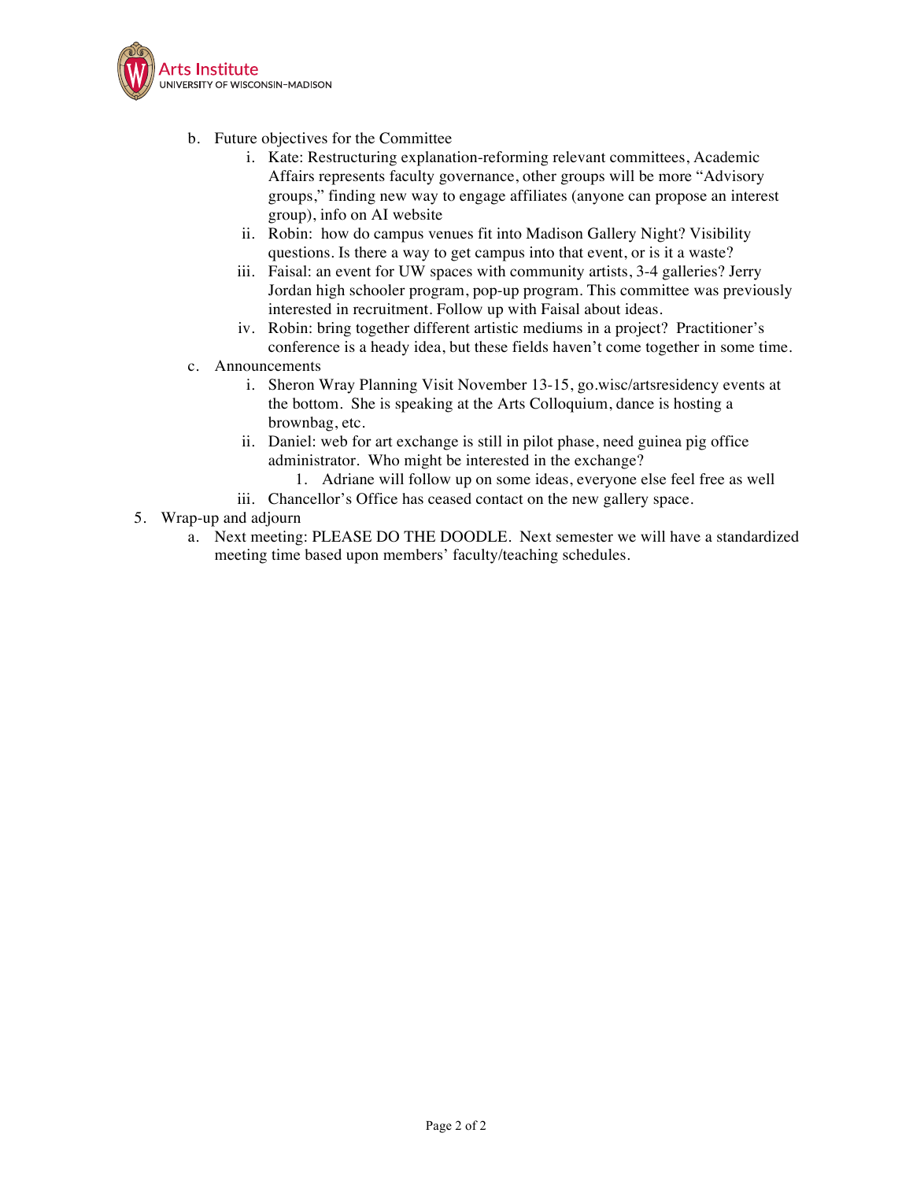b. Future objectives for the Committee
    i. Kate: Restructuring explanation-reforming relevant committees, Academic Affairs represents faculty governance, other groups will be more "Advisory groups," finding new way to engage affiliates (anyone can propose an interest group), info on AI website
    ii. Robin: how do campus venues fit into Madison Gallery Night? Visibility questions. Is there a way to get campus into that event, or is it a waste?
    iii. Faisal: an event for UW spaces with community artists, 3-4 galleries? Jerry Jordan high schooler program, pop-up program. This committee was previously interested in recruitment. Follow up with Faisal about ideas.
    iv. Robin: bring together different artistic mediums in a project? Practitioner's conference is a heady idea, but these fields haven't come together in some time.

c. Announcements
    i. Sheron Wray Planning Visit November 13-15, go.wisc/artsresidency events at the bottom. She is speaking at the Arts Colloquium, dance is hosting a brownbag, etc.
    ii. Daniel: web for art exchange is still in pilot phase, need guinea pig office administrator. Who might be interested in the exchange?
        1. Adriane will follow up on some ideas, everyone else feel free as well
    iii. Chancellor's Office has ceased contact on the new gallery space.

5. Wrap-up and adjourn
    a. Next meeting: PLEASE DO THE DOODLE. Next semester we will have a standardized meeting time based upon members' faculty/teaching schedules.